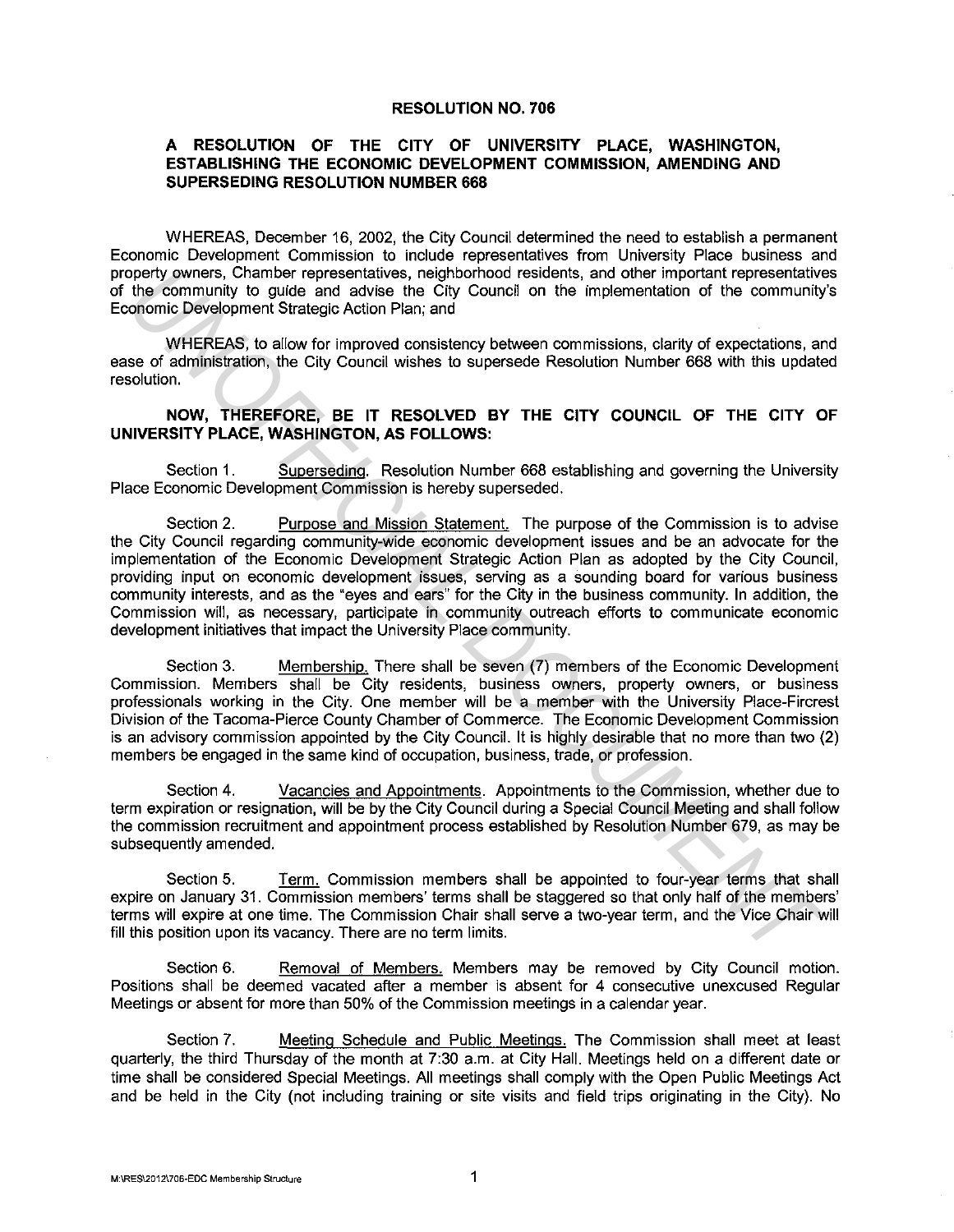# RESOLUTION NO. 706

## A RESOLUTION OF THE CITY OF UNIVERSITY PLACE, WASHINGTON, ESTABLISHING THE ECONOMIC DEVELOPMENT COMMISSION, AMENDING AND SUPERSEDING RESOLUTION NUMBER 668

WHEREAS, December 16, 2002, the City Council determined the need to establish a permanent Economic Development Commission to include representatives from University Place business and property owners, Chamber representatives, neighborhood residents, and other important representatives of the community to guide and advise the City Council on the implementation of the community's Economic Development Strategic Action Plan; and

WHEREAS, to allow for improved consistency between commissions, clarity of expectations, and ease of administration, the City Council wishes to supersede Resolution Number 668 with this updated resolution.

**NOW, THEREFORE, BE IT RESOLVED BY THE CITY COUNCIL OF THE CITY OF UNIVERSITY PLACE, WASHINGTON, AS FOLLOWS:**

Section 1. Superseding. Resolution Number 668 establishing and governing the University Place Economic Development Commission is hereby superseded.

Section 2. Purpose and Mission Statement. The purpose of the Commission is to advise the City Council regarding community-wide economic development issues and be an advocate for the implementation of the Economic Development Strategic Action Plan as adopted by the City Council, providing input on economic development issues, serving as a sounding board for various business community interests, and as the "eyes and ears" for the City in the business community. In addition, the Commission will, as necessary, participate in community outreach efforts to communicate economic development initiatives that impact the University Place community.

Section 3. Membership. There shall be seven (7) members of the Economic Development Commission. Members shall be City residents, business owners, property owners, or business professionals working in the City. One member will be a member with the University Place-Fircrest Division of the Tacoma-Pierce County Chamber of Commerce. The Economic Development Commission is an advisory commission appointed by the City Council. It is highly desirable that no more than two (2) members be engaged in the same kind of occupation, business, trade, or profession.

Section 4. Vacancies and Appointments. Appointments to the Commission, whether due to term expiration or resignation, will be by the City Council during a Special Council Meeting and shall follow the commission recruitment and appointment process established by Resolution Number 679, as may be subsequently amended.

Section 5. Term. Commission members shall be appointed to four-year terms that shall expire on January 31. Commission members' terms shall be staggered so that only half of the members' terms will expire at one time. The Commission Chair shall serve a two-year term, and the Vice Chair will fill this position upon its vacancy. There are no term limits.

Section 6. Removal of Members. Members may be removed by City Council motion. Positions shall be deemed vacated after a member is absent for 4 consecutive unexcused Regular Meetings or absent for more than 50% of the Commission meetings in a calendar year.

Section 7. Meeting Schedule and Public Meetings. The Commission shall meet at least quarterly, the third Thursday of the month at 7:30 a.m. at City Hall. Meetings held on a different date or time shall be considered Special Meetings. All meetings shall comply with the Open Public Meetings Act and be held in the City (not including training or site visits and field trips originating in the City). No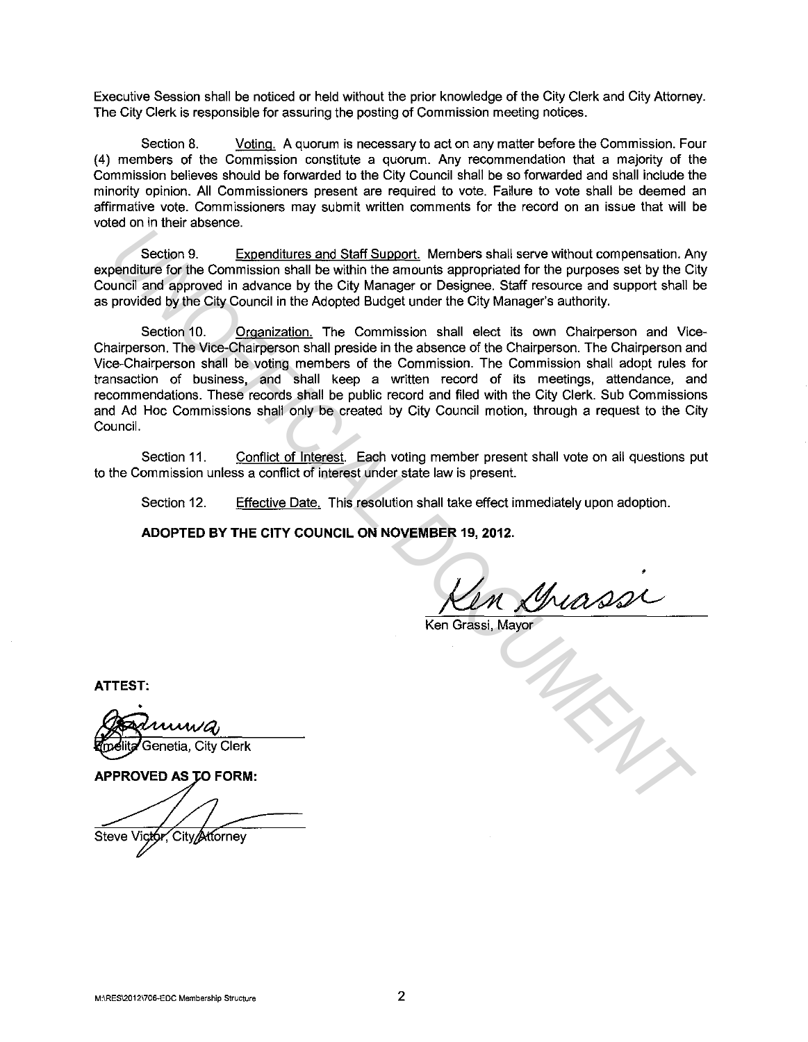Executive Session shall be noticed or held without the prior knowledge of the City Clerk and City Attorney. The City Clerk is responsible for assuring the posting of Commission meeting notices.

Section 8. Voting. A quorum is necessary to act on any matter before the Commission. Four (4) members of the Commission constitute a quorum. Any recommendation that a majority of the Commission believes should be forwarded to the City Council shall be so forwarded and shall include the minority opinion. All Commissioners present are required to vote. Failure to vote shall be deemed an affirmative vote. Commissioners may submit written comments for the record on an issue that will be voted on in their absence.

Section 9. Expenditures and Staff Support. Members shall serve without compensation. Any expenditure for the Commission shall be within the amounts appropriated for the purposes set by the City Council and approved in advance by the City Manager or Designee. Staff resource and support shall be as provided by the City Council in the Adopted Budget under the City Manager's authority.

Section 10. Organization. The Commission shall elect its own Chairperson and Vice-Chairperson. The Vice-Chairperson shall preside in the absence of the Chairperson. The Chairperson and Vice-Chairperson shall be voting members of the Commission. The Commission shall adopt rules for transaction of business, and shall keep a written record of its meetings, attendance, and recommendations. These records shall be public record and filed with the City Clerk. Sub Commissions and Ad Hoc Commissions shall only be created by City Council motion, through a request to the City Council.

Section 11. Conflict of Interest. Each voting member present shall vote on all questions put to the Commission unless a conflict of interest under state law is present.

Section 12. Effective Date. This resolution shall take effect immediately upon adoption.

**ADOPTED BY THE CITY COUNCIL ON NOVEMBER 19, 2012.**

Ken Grassi, Mayor

**ATTEST:**

Emelita Genetia, City Clerk

**APPROVED AS TO FORM:**

Steve Victor, City Attorney

M:\RES\2012\706-EDC Membership Structure